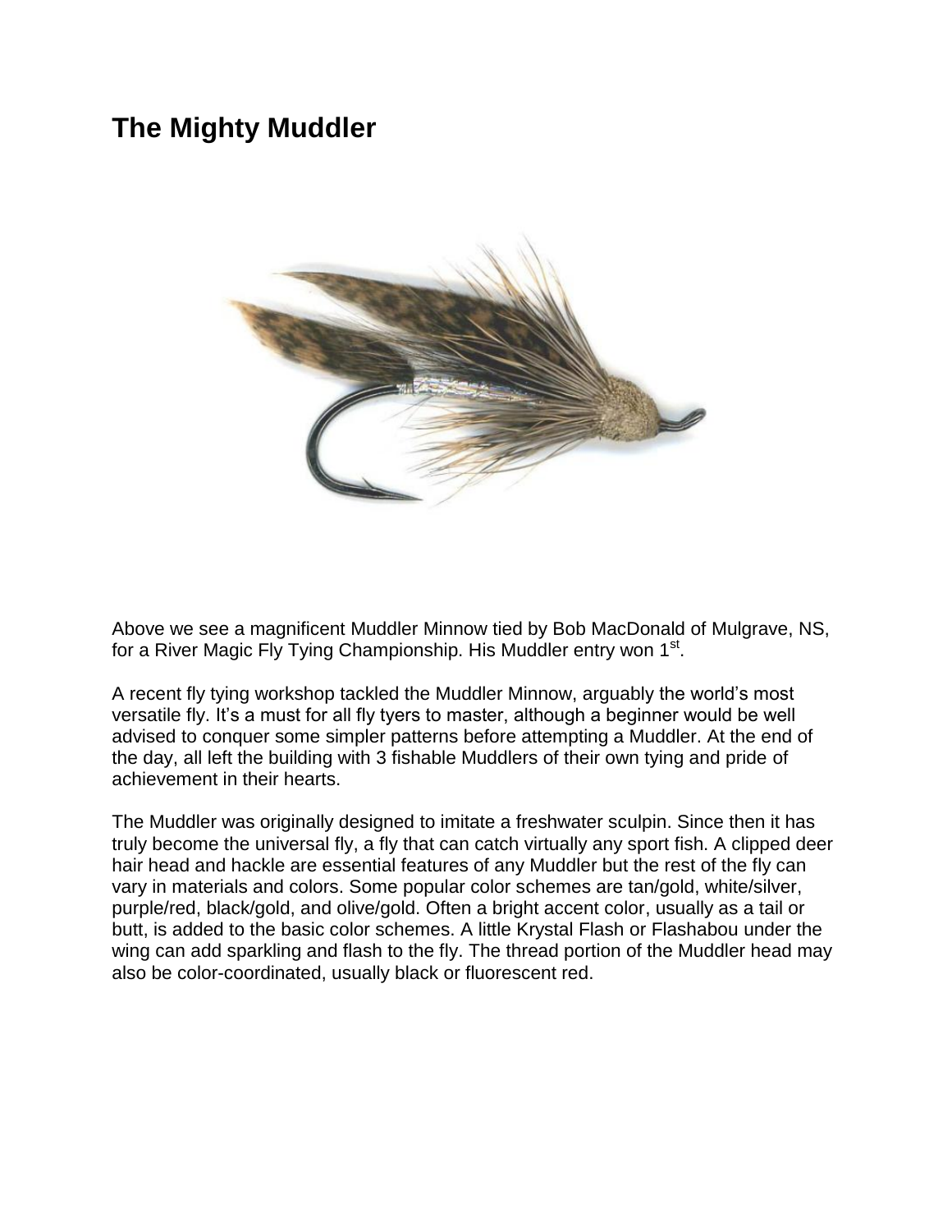# The Mighty Muddler

Above we see a magnificent Muddler Minnow tied by Bob MacDonald of Mulgrave, NS, for a River Magic Fly Tying Championship. His Muddler entry won 1st.

A recent fly tying workshop tackled the Muddler Minnow, arguably the world's most versatile fly. It's a must for all fly tyers to master, although a beginner would be well advised to conquer some simpler patterns before attempting a Muddler. At the end of the day, all left the building with 3 fishable Muddlers of their own tying and pride of achievement in their hearts.

The Muddler was originally designed to imitate a freshwater sculpin. Since then it has truly become the universal fly, a fly that can catch virtually any sport fish. A clipped deer hair head and hackle are essential features of any Muddler but the rest of the fly can vary in materials and colors. Some popular color schemes are tan/gold, white/silver, purple/red, black/gold, and olive/gold. Often a bright accent color, usually as a tail or butt, is added to the basic color schemes. A little Krystal Flash or Flashabou under the wing can add sparkling and flash to the fly. The thread portion of the Muddler head may also be color-coordinated, usually black or fluorescent red.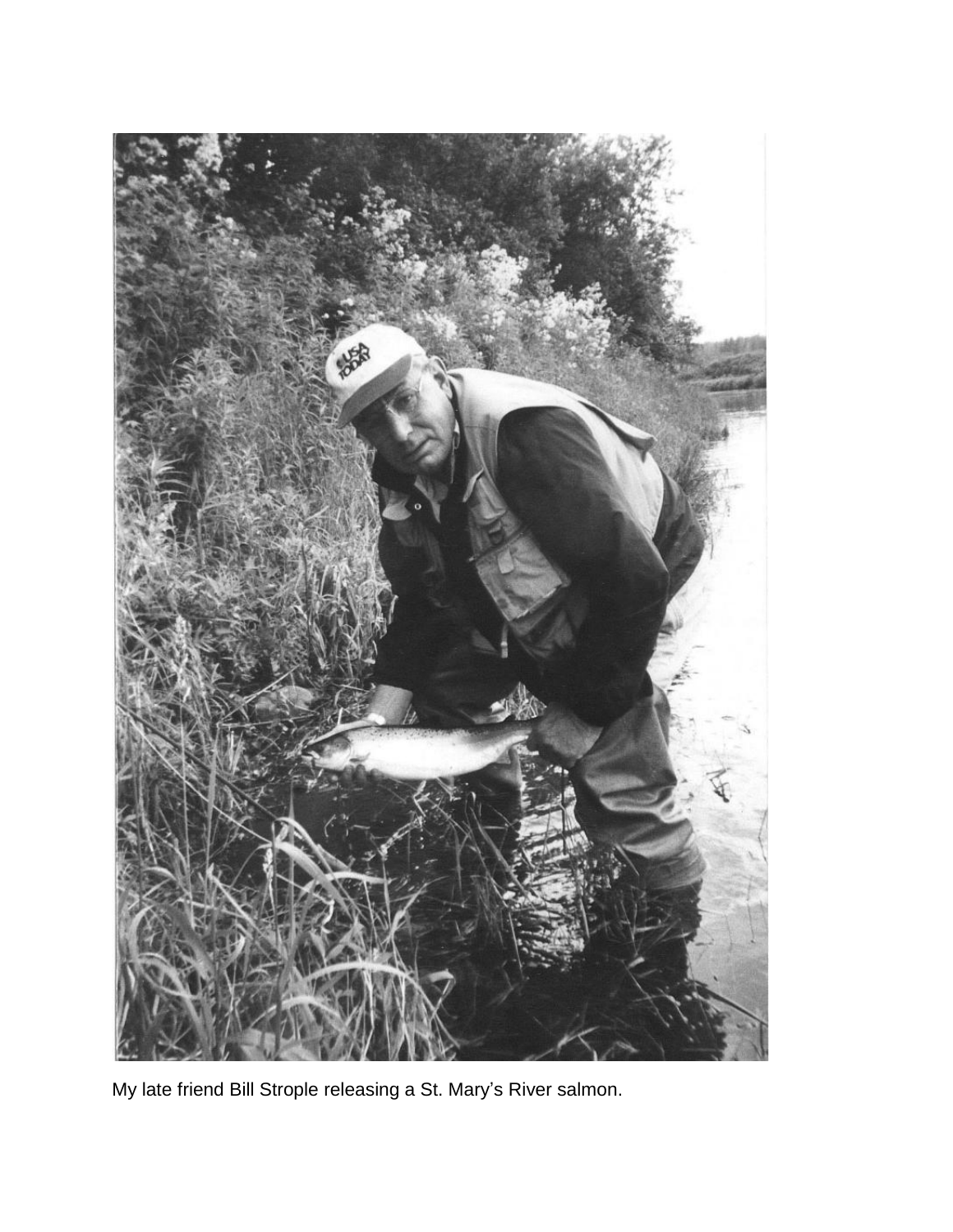My late friend Bill Strople releasing a St. Mary's River salmon.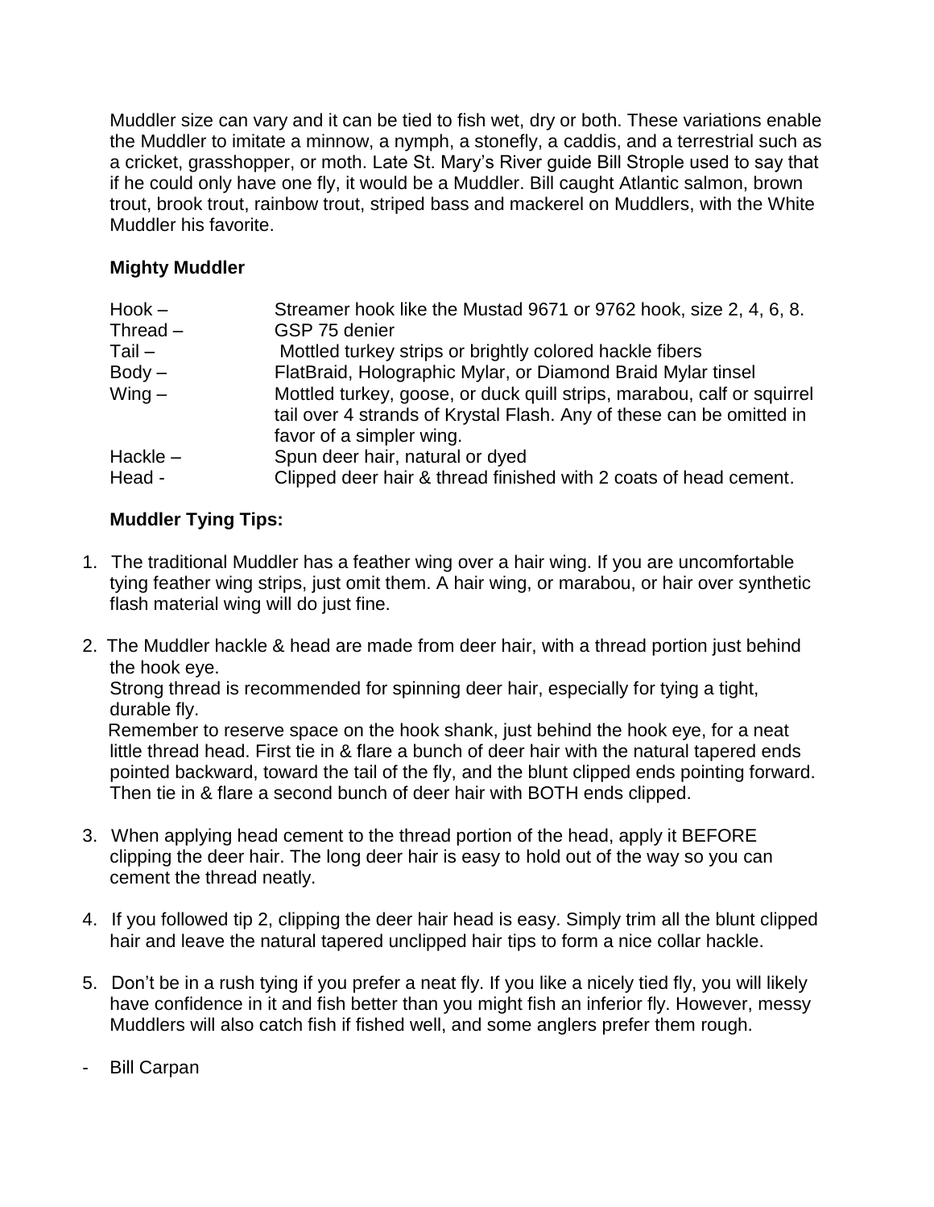Muddler size can vary and it can be tied to fish wet, dry or both. These variations enable the Muddler to imitate a minnow, a nymph, a stonefly, a caddis, and a terrestrial such as a cricket, grasshopper, or moth. Late St. Mary's River guide Bill Strople used to say that if he could only have one fly, it would be a Muddler. Bill caught Atlantic salmon, brown trout, brook trout, rainbow trout, striped bass and mackerel on Muddlers, with the White Muddler his favorite.

**Mighty Muddler**

| | |
|---|---|
| Hook – | Streamer hook like the Mustad 9671 or 9762 hook, size 2, 4, 6, 8. |
| Thread – | GSP 75 denier |
| Tail – | Mottled turkey strips or brightly colored hackle fibers |
| Body – | FlatBraid, Holographic Mylar, or Diamond Braid Mylar tinsel |
| Wing – | Mottled turkey, goose, or duck quill strips, marabou, calf or squirrel tail over 4 strands of Krystal Flash. Any of these can be omitted in favor of a simpler wing. |
| Hackle – | Spun deer hair, natural or dyed |
| Head - | Clipped deer hair & thread finished with 2 coats of head cement. |

**Muddler Tying Tips:**

1. The traditional Muddler has a feather wing over a hair wing. If you are uncomfortable tying feather wing strips, just omit them. A hair wing, or marabou, or hair over synthetic flash material wing will do just fine.

2. The Muddler hackle & head are made from deer hair, with a thread portion just behind the hook eye.
   Strong thread is recommended for spinning deer hair, especially for tying a tight, durable fly.
   Remember to reserve space on the hook shank, just behind the hook eye, for a neat little thread head. First tie in & flare a bunch of deer hair with the natural tapered ends pointed backward, toward the tail of the fly, and the blunt clipped ends pointing forward. Then tie in & flare a second bunch of deer hair with BOTH ends clipped.

3. When applying head cement to the thread portion of the head, apply it BEFORE clipping the deer hair. The long deer hair is easy to hold out of the way so you can cement the thread neatly.

4. If you followed tip 2, clipping the deer hair head is easy. Simply trim all the blunt clipped hair and leave the natural tapered unclipped hair tips to form a nice collar hackle.

5. Don't be in a rush tying if you prefer a neat fly. If you like a nicely tied fly, you will likely have confidence in it and fish better than you might fish an inferior fly. However, messy Muddlers will also catch fish if fished well, and some anglers prefer them rough.

- Bill Carpan